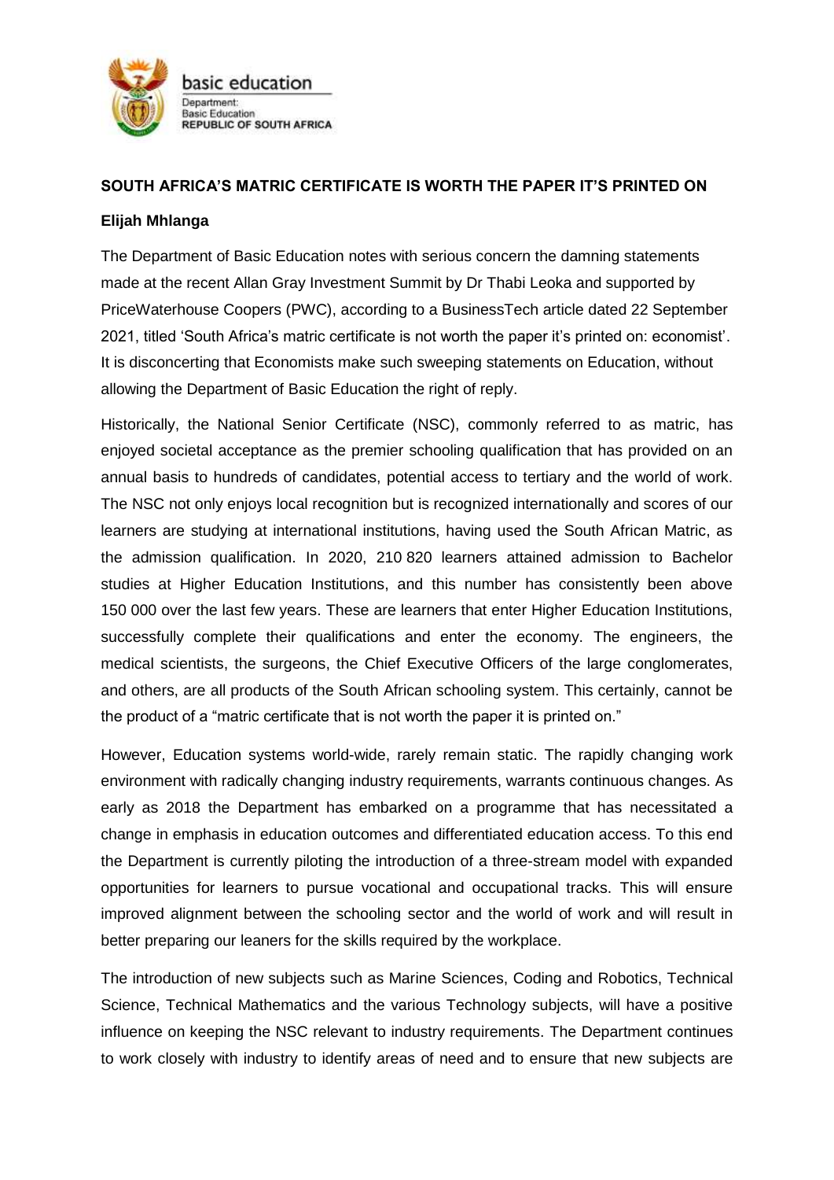basic education

Department:
Basic Education
REPUBLIC OF SOUTH AFRICA

**SOUTH AFRICA'S MATRIC CERTIFICATE IS WORTH THE PAPER IT'S PRINTED ON**

**Elijah Mhlanga**

The Department of Basic Education notes with serious concern the damning statements made at the recent Allan Gray Investment Summit by Dr Thabi Leoka and supported by PriceWaterhouse Coopers (PWC), according to a BusinessTech article dated 22 September 2021, titled 'South Africa's matric certificate is not worth the paper it's printed on: economist'. It is disconcerting that Economists make such sweeping statements on Education, without allowing the Department of Basic Education the right of reply.

Historically, the National Senior Certificate (NSC), commonly referred to as matric, has enjoyed societal acceptance as the premier schooling qualification that has provided on an annual basis to hundreds of candidates, potential access to tertiary and the world of work. The NSC not only enjoys local recognition but is recognized internationally and scores of our learners are studying at international institutions, having used the South African Matric, as the admission qualification. In 2020, 210 820 learners attained admission to Bachelor studies at Higher Education Institutions, and this number has consistently been above 150 000 over the last few years. These are learners that enter Higher Education Institutions, successfully complete their qualifications and enter the economy. The engineers, the medical scientists, the surgeons, the Chief Executive Officers of the large conglomerates, and others, are all products of the South African schooling system. This certainly, cannot be the product of a "matric certificate that is not worth the paper it is printed on."

However, Education systems world-wide, rarely remain static. The rapidly changing work environment with radically changing industry requirements, warrants continuous changes. As early as 2018 the Department has embarked on a programme that has necessitated a change in emphasis in education outcomes and differentiated education access. To this end the Department is currently piloting the introduction of a three-stream model with expanded opportunities for learners to pursue vocational and occupational tracks. This will ensure improved alignment between the schooling sector and the world of work and will result in better preparing our leaners for the skills required by the workplace.

The introduction of new subjects such as Marine Sciences, Coding and Robotics, Technical Science, Technical Mathematics and the various Technology subjects, will have a positive influence on keeping the NSC relevant to industry requirements. The Department continues to work closely with industry to identify areas of need and to ensure that new subjects are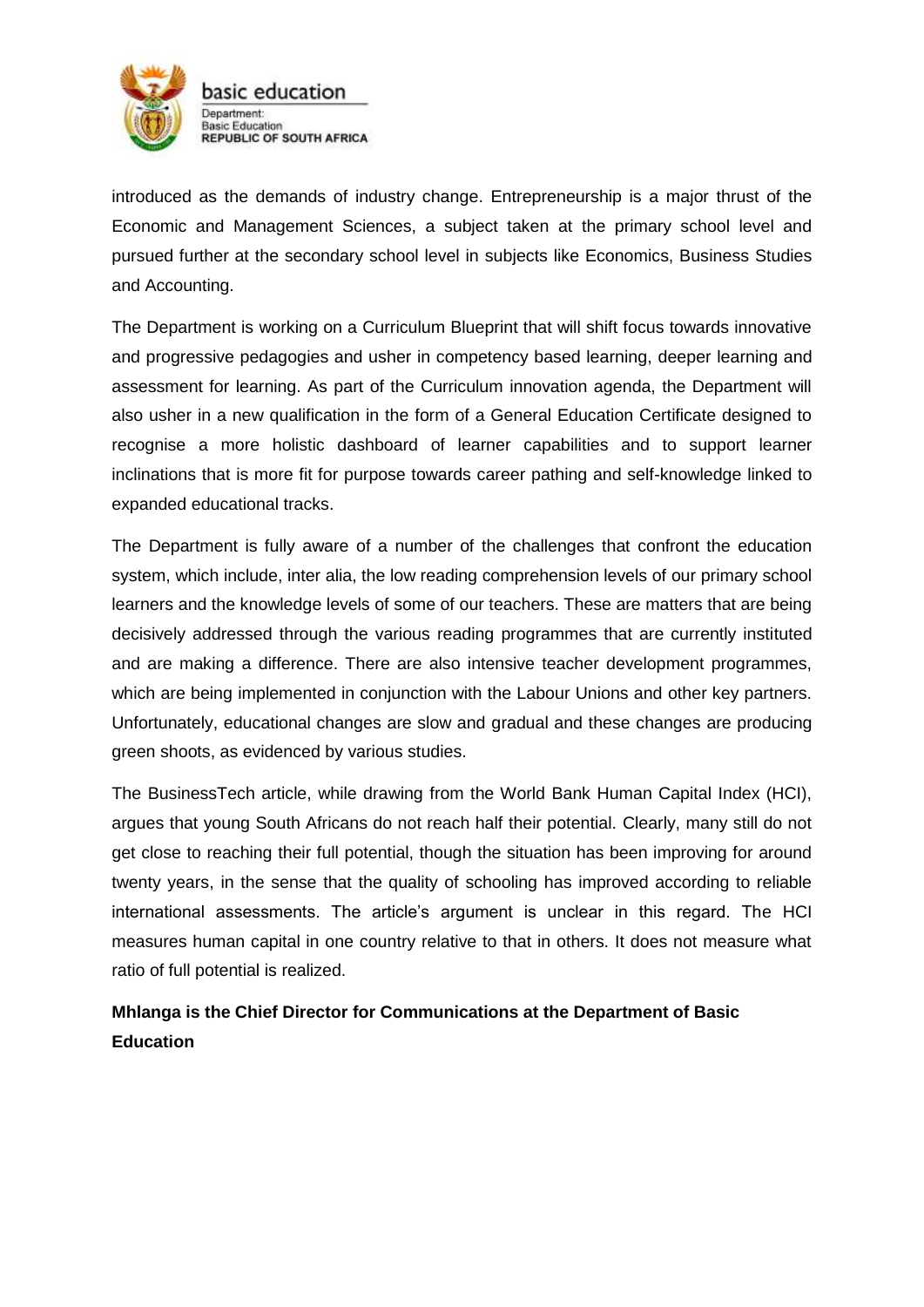introduced as the demands of industry change. Entrepreneurship is a major thrust of the Economic and Management Sciences, a subject taken at the primary school level and pursued further at the secondary school level in subjects like Economics, Business Studies and Accounting.

The Department is working on a Curriculum Blueprint that will shift focus towards innovative and progressive pedagogies and usher in competency based learning, deeper learning and assessment for learning. As part of the Curriculum innovation agenda, the Department will also usher in a new qualification in the form of a General Education Certificate designed to recognise a more holistic dashboard of learner capabilities and to support learner inclinations that is more fit for purpose towards career pathing and self-knowledge linked to expanded educational tracks.

The Department is fully aware of a number of the challenges that confront the education system, which include, inter alia, the low reading comprehension levels of our primary school learners and the knowledge levels of some of our teachers. These are matters that are being decisively addressed through the various reading programmes that are currently instituted and are making a difference. There are also intensive teacher development programmes, which are being implemented in conjunction with the Labour Unions and other key partners. Unfortunately, educational changes are slow and gradual and these changes are producing green shoots, as evidenced by various studies.

The BusinessTech article, while drawing from the World Bank Human Capital Index (HCI), argues that young South Africans do not reach half their potential. Clearly, many still do not get close to reaching their full potential, though the situation has been improving for around twenty years, in the sense that the quality of schooling has improved according to reliable international assessments. The article's argument is unclear in this regard. The HCI measures human capital in one country relative to that in others. It does not measure what ratio of full potential is realized.

**Mhlanga is the Chief Director for Communications at the Department of Basic Education**